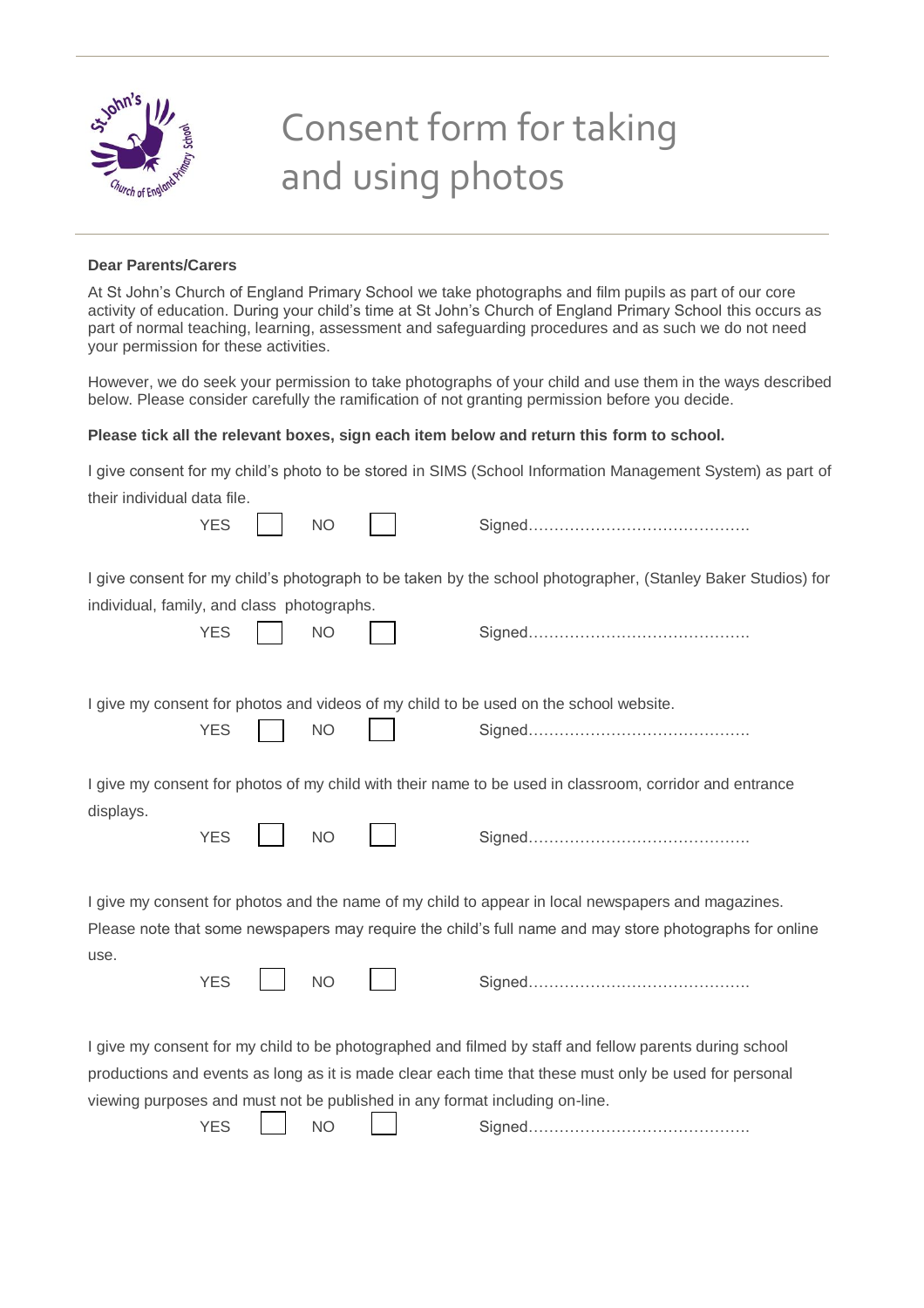# Consent form for taking and using photos

**Dear Parents/Carers**

At St John's Church of England Primary School we take photographs and film pupils as part of our core activity of education. During your child's time at St John's Church of England Primary School this occurs as part of normal teaching, learning, assessment and safeguarding procedures and as such we do not need your permission for these activities.

However, we do seek your permission to take photographs of your child and use them in the ways described below. Please consider carefully the ramification of not granting permission before you decide.

**Please tick all the relevant boxes, sign each item below and return this form to school.**

I give consent for my child's photo to be stored in SIMS (School Information Management System) as part of their individual data file.

YES ☐ NO ☐ Signed……………………………………

I give consent for my child's photograph to be taken by the school photographer, (Stanley Baker Studios) for individual, family, and class photographs.

YES ☐ NO ☐ Signed……………………………………

I give my consent for photos and videos of my child to be used on the school website.

YES ☐ NO ☐ Signed……………………………………

I give my consent for photos of my child with their name to be used in classroom, corridor and entrance displays.

YES ☐ NO ☐ Signed……………………………………

I give my consent for photos and the name of my child to appear in local newspapers and magazines. Please note that some newspapers may require the child's full name and may store photographs for online use.

YES ☐ NO ☐ Signed……………………………………

I give my consent for my child to be photographed and filmed by staff and fellow parents during school productions and events as long as it is made clear each time that these must only be used for personal viewing purposes and must not be published in any format including on-line.

YES ☐ NO ☐ Signed……………………………………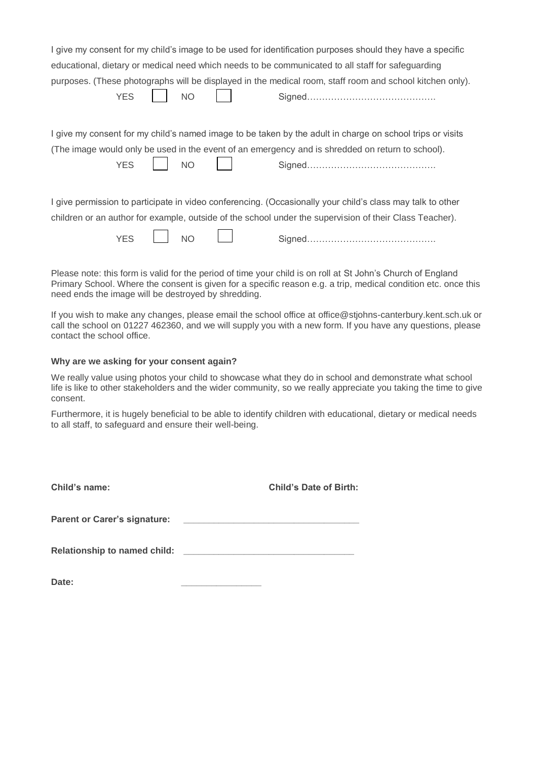I give my consent for my child's image to be used for identification purposes should they have a specific educational, dietary or medical need which needs to be communicated to all staff for safeguarding purposes. (These photographs will be displayed in the medical room, staff room and school kitchen only).

YES ☐ NO ☐ Signed…………………………………….

I give my consent for my child's named image to be taken by the adult in charge on school trips or visits (The image would only be used in the event of an emergency and is shredded on return to school).

YES ☐ NO ☐ Signed…………………………………….

I give permission to participate in video conferencing. (Occasionally your child's class may talk to other children or an author for example, outside of the school under the supervision of their Class Teacher).

YES ☐ NO ☐ Signed…………………………………….

Please note: this form is valid for the period of time your child is on roll at St John's Church of England Primary School. Where the consent is given for a specific reason e.g. a trip, medical condition etc. once this need ends the image will be destroyed by shredding.

If you wish to make any changes, please email the school office at office@stjohns-canterbury.kent.sch.uk or call the school on 01227 462360, and we will supply you with a new form. If you have any questions, please contact the school office.

**Why are we asking for your consent again?**

We really value using photos your child to showcase what they do in school and demonstrate what school life is like to other stakeholders and the wider community, so we really appreciate you taking the time to give consent.

Furthermore, it is hugely beneficial to be able to identify children with educational, dietary or medical needs to all staff, to safeguard and ensure their well-being.

**Child's name:** **Child's Date of Birth:**

**Parent or Carer's signature:** ___________________________________

**Relationship to named child:** _________________________________

**Date:** ________________